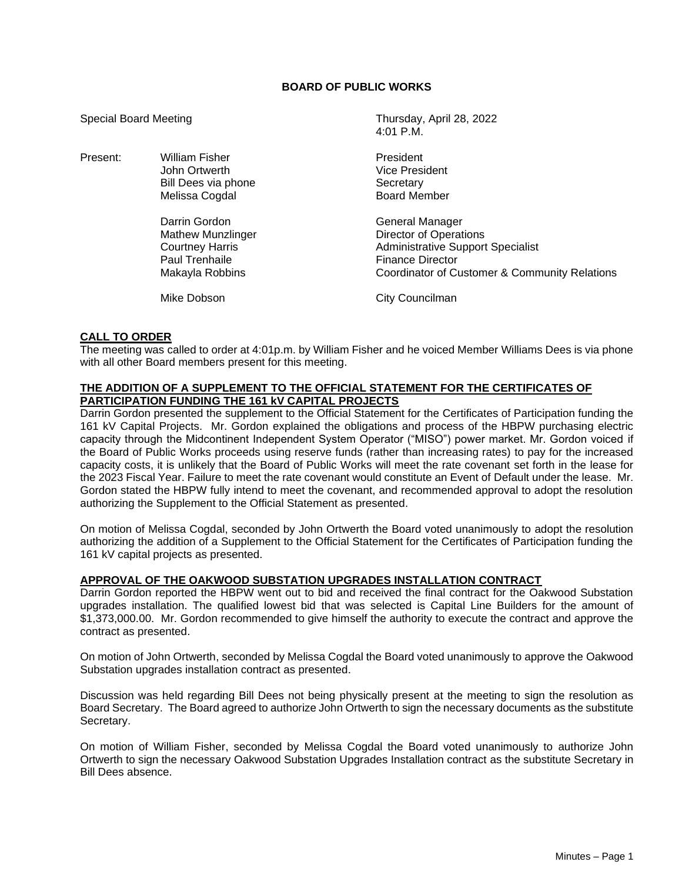# BOARD OF PUBLIC WORKS

Special Board Meeting — Thursday, April 28, 2022, 4:01 P.M.

| Present: | | |
|---|---|---|
| | William Fisher | President |
| | John Ortwerth | Vice President |
| | Bill Dees via phone | Secretary |
| | Melissa Cogdal | Board Member |
| | Darrin Gordon | General Manager |
| | Mathew Munzlinger | Director of Operations |
| | Courtney Harris | Administrative Support Specialist |
| | Paul Trenhaile | Finance Director |
| | Makayla Robbins | Coordinator of Customer & Community Relations |
| | Mike Dobson | City Councilman |

## CALL TO ORDER

The meeting was called to order at 4:01p.m. by William Fisher and he voiced Member Williams Dees is via phone with all other Board members present for this meeting.

## THE ADDITION OF A SUPPLEMENT TO THE OFFICIAL STATEMENT FOR THE CERTIFICATES OF PARTICIPATION FUNDING THE 161 kV CAPITAL PROJECTS

Darrin Gordon presented the supplement to the Official Statement for the Certificates of Participation funding the 161 kV Capital Projects. Mr. Gordon explained the obligations and process of the HBPW purchasing electric capacity through the Midcontinent Independent System Operator ("MISO") power market. Mr. Gordon voiced if the Board of Public Works proceeds using reserve funds (rather than increasing rates) to pay for the increased capacity costs, it is unlikely that the Board of Public Works will meet the rate covenant set forth in the lease for the 2023 Fiscal Year. Failure to meet the rate covenant would constitute an Event of Default under the lease. Mr. Gordon stated the HBPW fully intend to meet the covenant, and recommended approval to adopt the resolution authorizing the Supplement to the Official Statement as presented.

On motion of Melissa Cogdal, seconded by John Ortwerth the Board voted unanimously to adopt the resolution authorizing the addition of a Supplement to the Official Statement for the Certificates of Participation funding the 161 kV capital projects as presented.

## APPROVAL OF THE OAKWOOD SUBSTATION UPGRADES INSTALLATION CONTRACT

Darrin Gordon reported the HBPW went out to bid and received the final contract for the Oakwood Substation upgrades installation. The qualified lowest bid that was selected is Capital Line Builders for the amount of $1,373,000.00. Mr. Gordon recommended to give himself the authority to execute the contract and approve the contract as presented.

On motion of John Ortwerth, seconded by Melissa Cogdal the Board voted unanimously to approve the Oakwood Substation upgrades installation contract as presented.

Discussion was held regarding Bill Dees not being physically present at the meeting to sign the resolution as Board Secretary. The Board agreed to authorize John Ortwerth to sign the necessary documents as the substitute Secretary.

On motion of William Fisher, seconded by Melissa Cogdal the Board voted unanimously to authorize John Ortwerth to sign the necessary Oakwood Substation Upgrades Installation contract as the substitute Secretary in Bill Dees absence.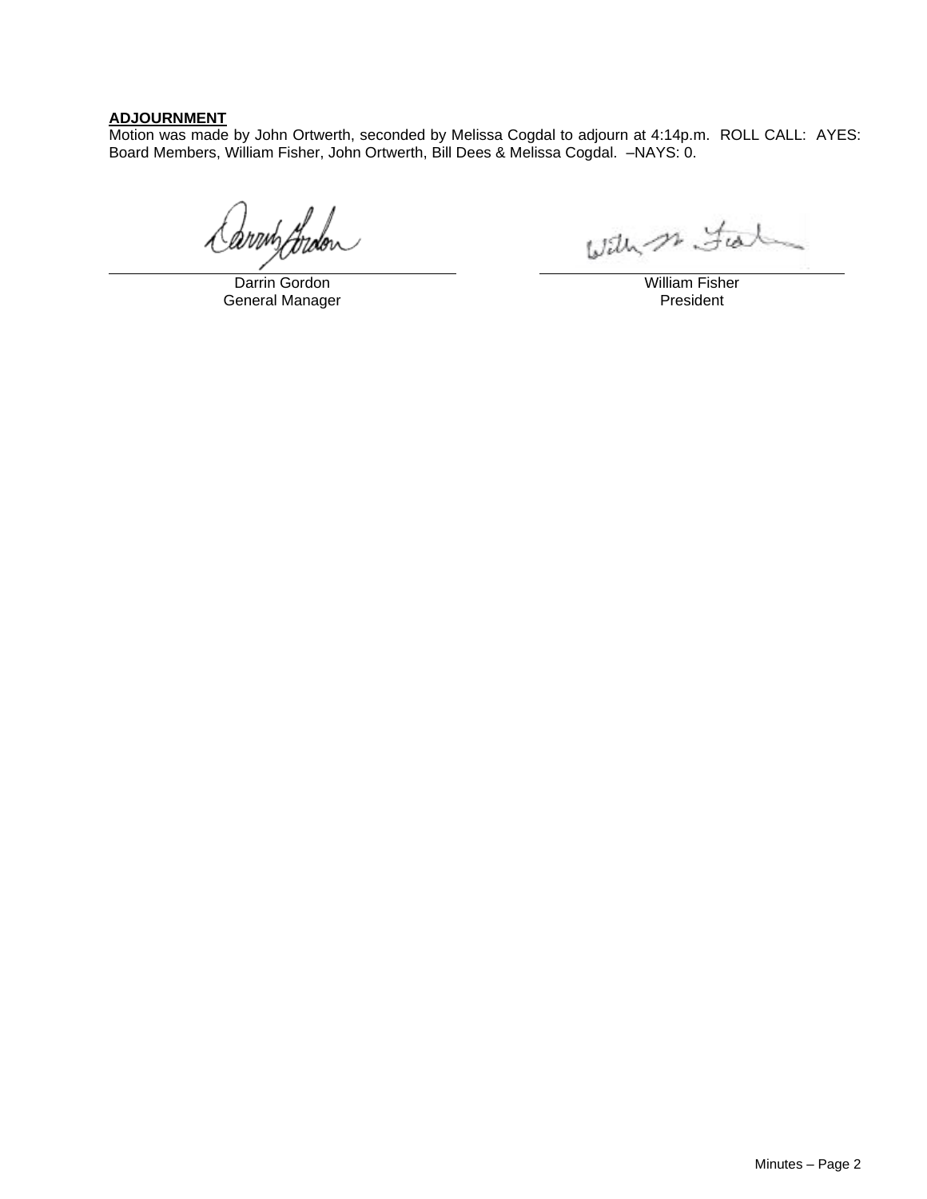**ADJOURNMENT**

Motion was made by John Ortwerth, seconded by Melissa Cogdal to adjourn at 4:14p.m. ROLL CALL: AYES: Board Members, William Fisher, John Ortwerth, Bill Dees & Melissa Cogdal. –NAYS: 0.

Darrin Gordon
General Manager

William Fisher
President